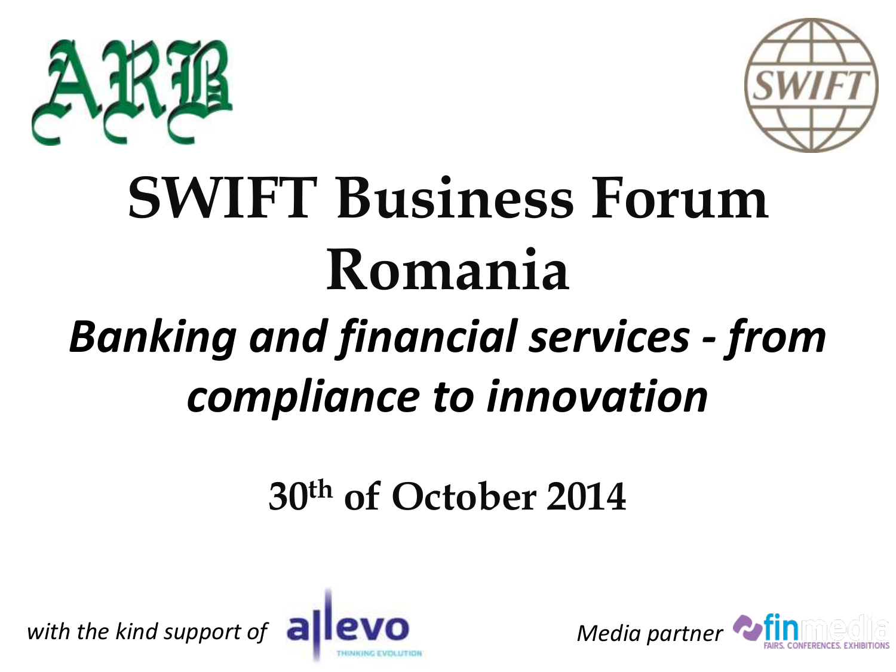# SWIFT Business Forum Romania

## *Banking and financial services - from compliance to innovation*

**30th of October 2014**

*with the kind support of*

*Media partner*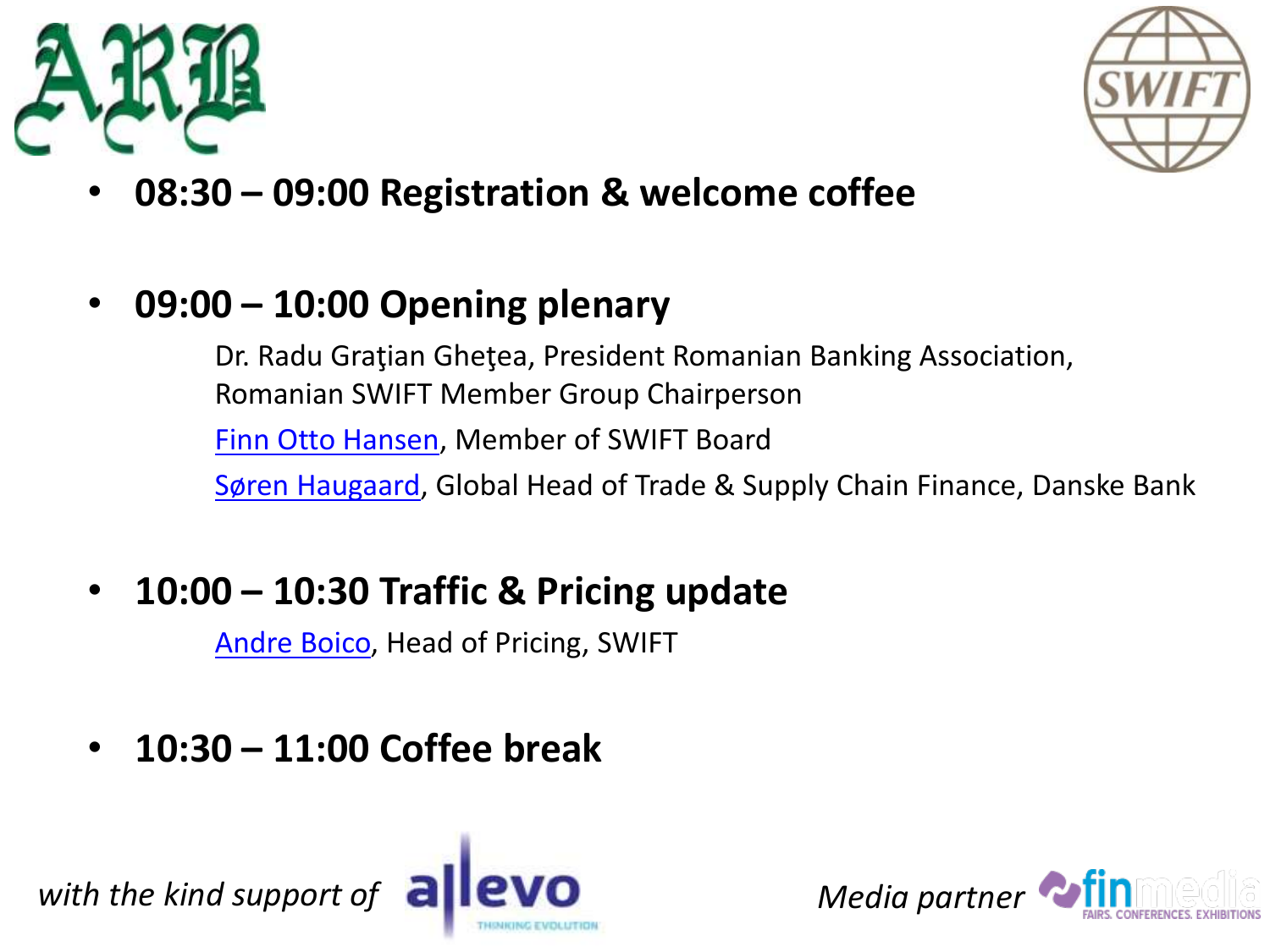- **08:30 – 09:00 Registration & welcome coffee**

- **09:00 – 10:00 Opening plenary**

  Dr. Radu Graţian Gheţea, President Romanian Banking Association, Romanian SWIFT Member Group Chairperson

  Finn Otto Hansen, Member of SWIFT Board

  Søren Haugaard, Global Head of Trade & Supply Chain Finance, Danske Bank

- **10:00 – 10:30 Traffic & Pricing update**

  Andre Boico, Head of Pricing, SWIFT

- **10:30 – 11:00 Coffee break**

*with the kind support of* allevo THINKING EVOLUTION

*Media partner* finmedia FAIRS. CONFERENCES. EXHIBITIONS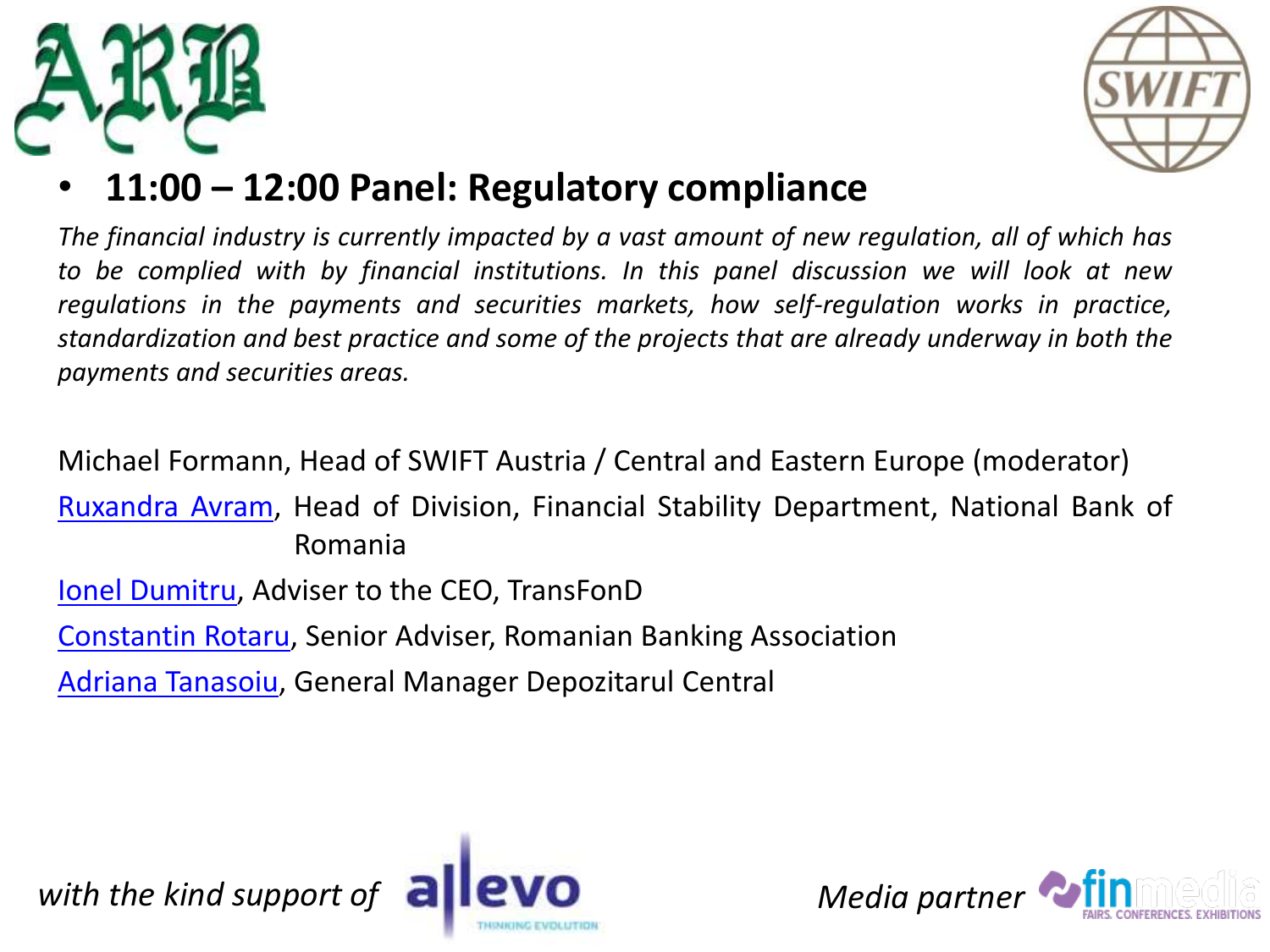- **11:00 – 12:00 Panel: Regulatory compliance**

*The financial industry is currently impacted by a vast amount of new regulation, all of which has to be complied with by financial institutions. In this panel discussion we will look at new regulations in the payments and securities markets, how self-regulation works in practice, standardization and best practice and some of the projects that are already underway in both the payments and securities areas.*

Michael Formann, Head of SWIFT Austria / Central and Eastern Europe (moderator)

Ruxandra Avram, Head of Division, Financial Stability Department, National Bank of Romania

Ionel Dumitru, Adviser to the CEO, TransFonD

Constantin Rotaru, Senior Adviser, Romanian Banking Association

Adriana Tanasoiu, General Manager Depozitarul Central

*with the kind support of* allevo

*Media partner* finmedia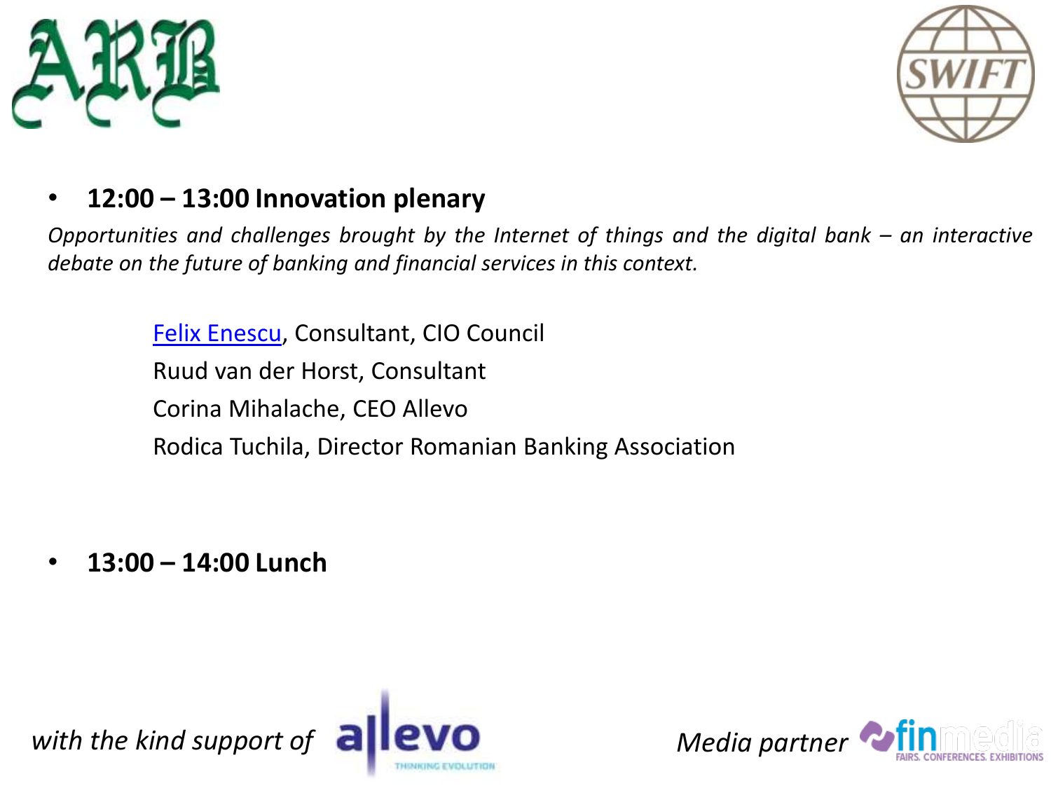- **12:00 – 13:00 Innovation plenary**

*Opportunities and challenges brought by the Internet of things and the digital bank – an interactive debate on the future of banking and financial services in this context.*

Felix Enescu, Consultant, CIO Council
Ruud van der Horst, Consultant
Corina Mihalache, CEO Allevo
Rodica Tuchila, Director Romanian Banking Association

- **13:00 – 14:00 Lunch**

*with the kind support of* allevo

*Media partner* finmedia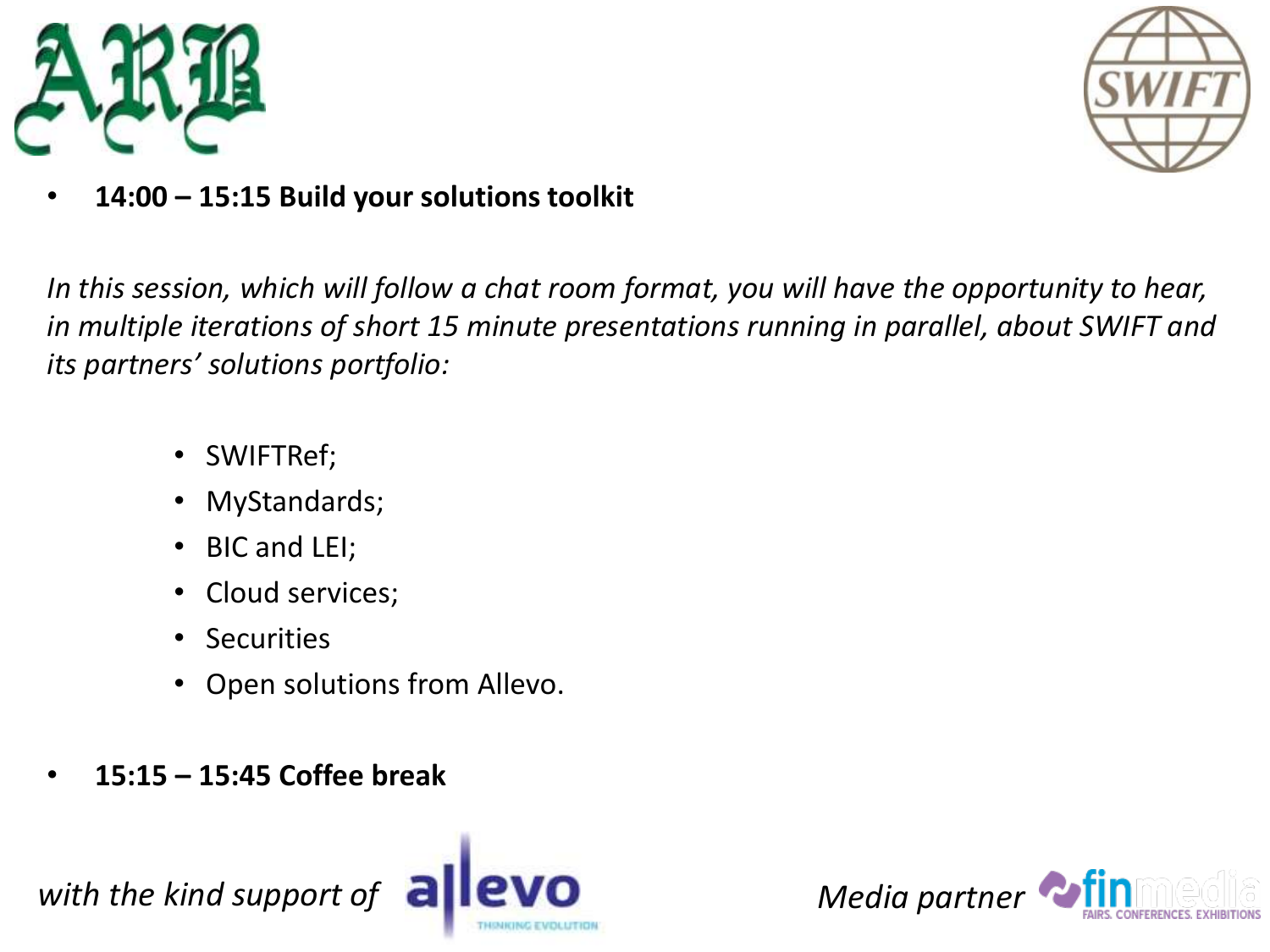- **14:00 – 15:15 Build your solutions toolkit**

*In this session, which will follow a chat room format, you will have the opportunity to hear, in multiple iterations of short 15 minute presentations running in parallel, about SWIFT and its partners' solutions portfolio:*

- SWIFTRef;
- MyStandards;
- BIC and LEI;
- Cloud services;
- Securities
- Open solutions from Allevo.

- **15:15 – 15:45 Coffee break**

*with the kind support of*

*Media partner*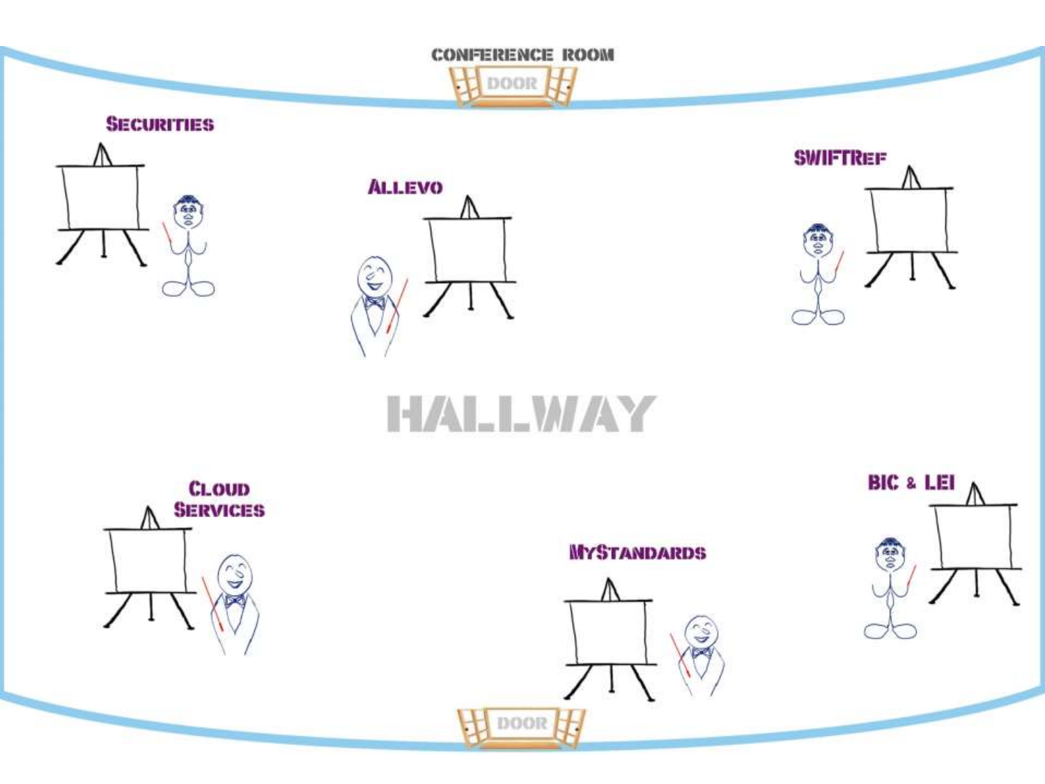CONFERENCE ROOM

DOOR

SECURITIES

ALLEVO

SWIFTREF

HALLWAY

CLOUD SERVICES

MYSTANDARDS

BIC & LEI

DOOR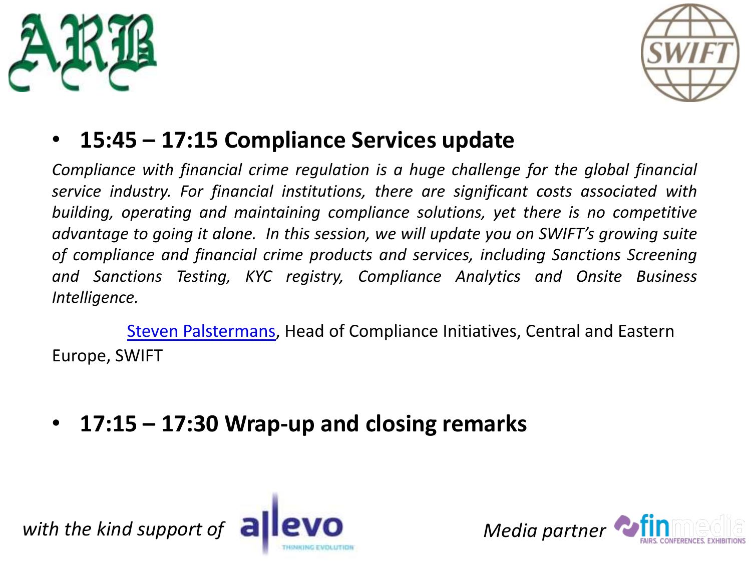- **15:45 – 17:15 Compliance Services update**

*Compliance with financial crime regulation is a huge challenge for the global financial service industry. For financial institutions, there are significant costs associated with building, operating and maintaining compliance solutions, yet there is no competitive advantage to going it alone. In this session, we will update you on SWIFT's growing suite of compliance and financial crime products and services, including Sanctions Screening and Sanctions Testing, KYC registry, Compliance Analytics and Onsite Business Intelligence.*

Steven Palstermans, Head of Compliance Initiatives, Central and Eastern Europe, SWIFT

- **17:15 – 17:30 Wrap-up and closing remarks**

*with the kind support of* allevo THINKING EVOLUTION

*Media partner* finmedia FAIRS. CONFERENCES. EXHIBITIONS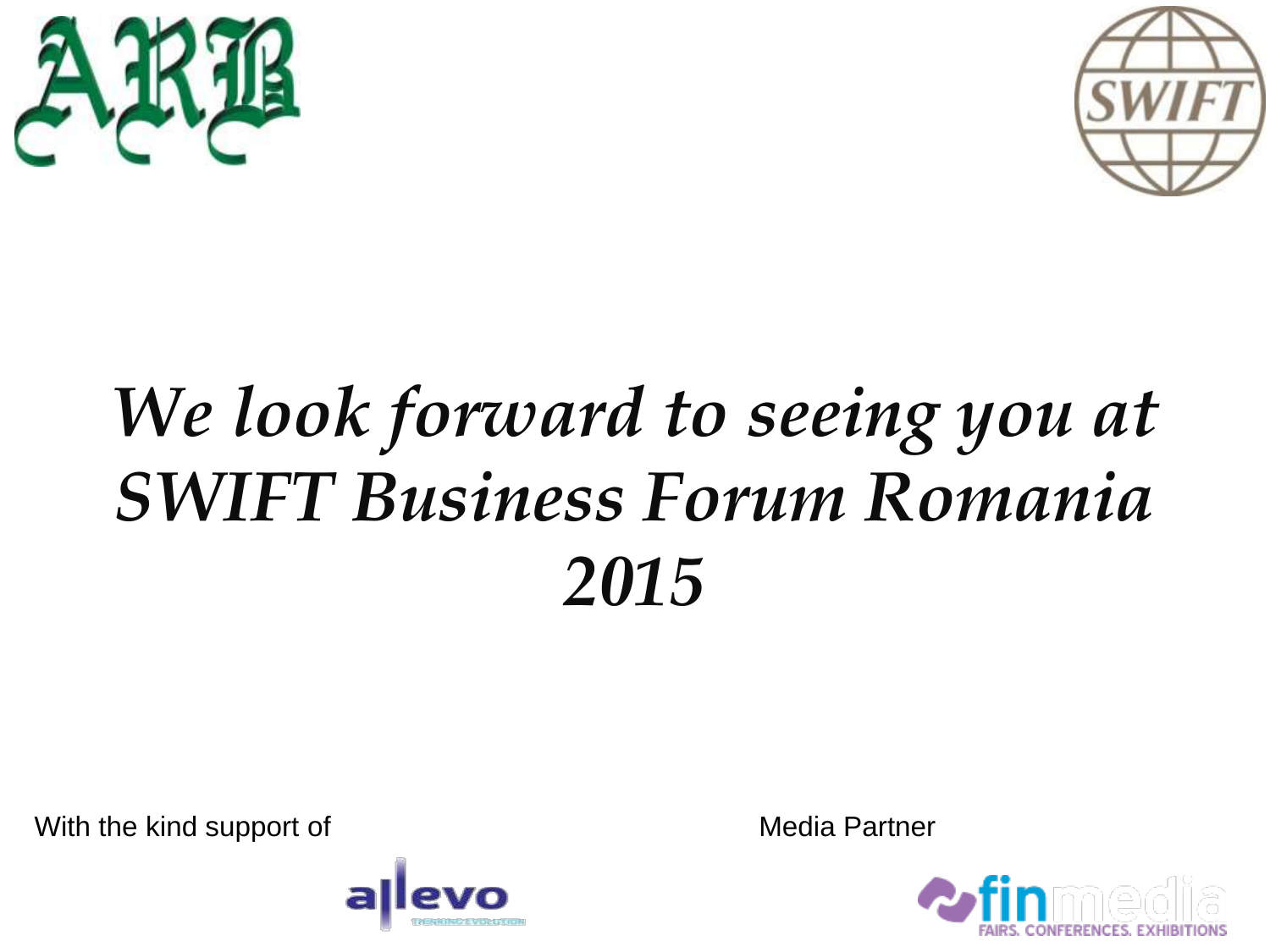*We look forward to seeing you at SWIFT Business Forum Romania 2015*

With the kind support of

Media Partner